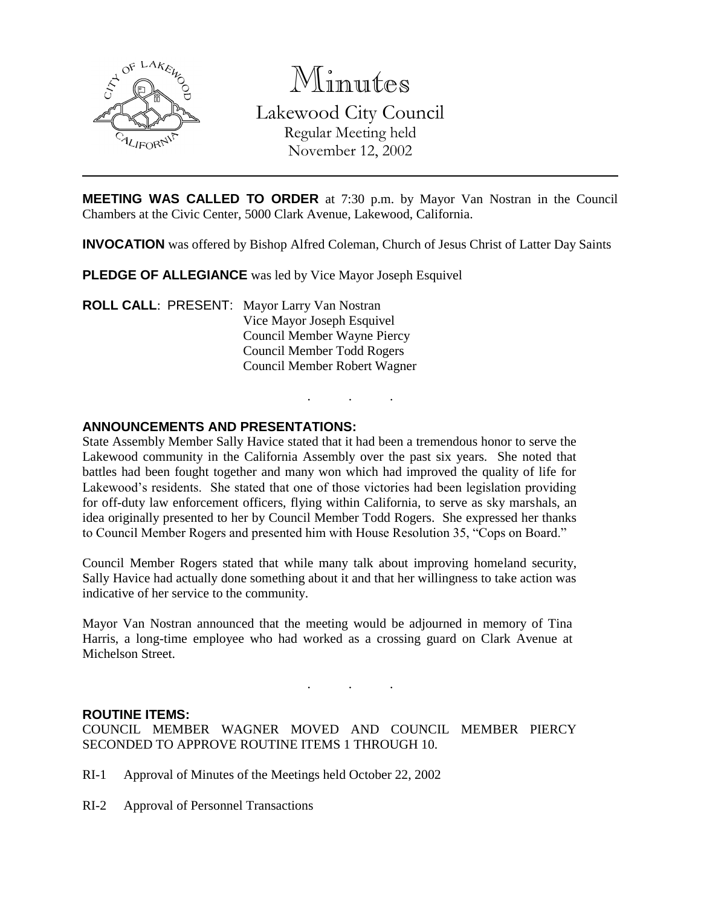# Minutes

## Lakewood City Council

Regular Meeting held
November 12, 2002

---

**MEETING WAS CALLED TO ORDER** at 7:30 p.m. by Mayor Van Nostran in the Council Chambers at the Civic Center, 5000 Clark Avenue, Lakewood, California.

**INVOCATION** was offered by Bishop Alfred Coleman, Church of Jesus Christ of Latter Day Saints

**PLEDGE OF ALLEGIANCE** was led by Vice Mayor Joseph Esquivel

**ROLL CALL**: PRESENT: Mayor Larry Van Nostran
Vice Mayor Joseph Esquivel
Council Member Wayne Piercy
Council Member Todd Rogers
Council Member Robert Wagner

. . .

**ANNOUNCEMENTS AND PRESENTATIONS:**

State Assembly Member Sally Havice stated that it had been a tremendous honor to serve the Lakewood community in the California Assembly over the past six years. She noted that battles had been fought together and many won which had improved the quality of life for Lakewood's residents. She stated that one of those victories had been legislation providing for off-duty law enforcement officers, flying within California, to serve as sky marshals, an idea originally presented to her by Council Member Todd Rogers. She expressed her thanks to Council Member Rogers and presented him with House Resolution 35, "Cops on Board."

Council Member Rogers stated that while many talk about improving homeland security, Sally Havice had actually done something about it and that her willingness to take action was indicative of her service to the community.

Mayor Van Nostran announced that the meeting would be adjourned in memory of Tina Harris, a long-time employee who had worked as a crossing guard on Clark Avenue at Michelson Street.

. . .

**ROUTINE ITEMS:**

COUNCIL MEMBER WAGNER MOVED AND COUNCIL MEMBER PIERCY SECONDED TO APPROVE ROUTINE ITEMS 1 THROUGH 10.

RI-1 Approval of Minutes of the Meetings held October 22, 2002

RI-2 Approval of Personnel Transactions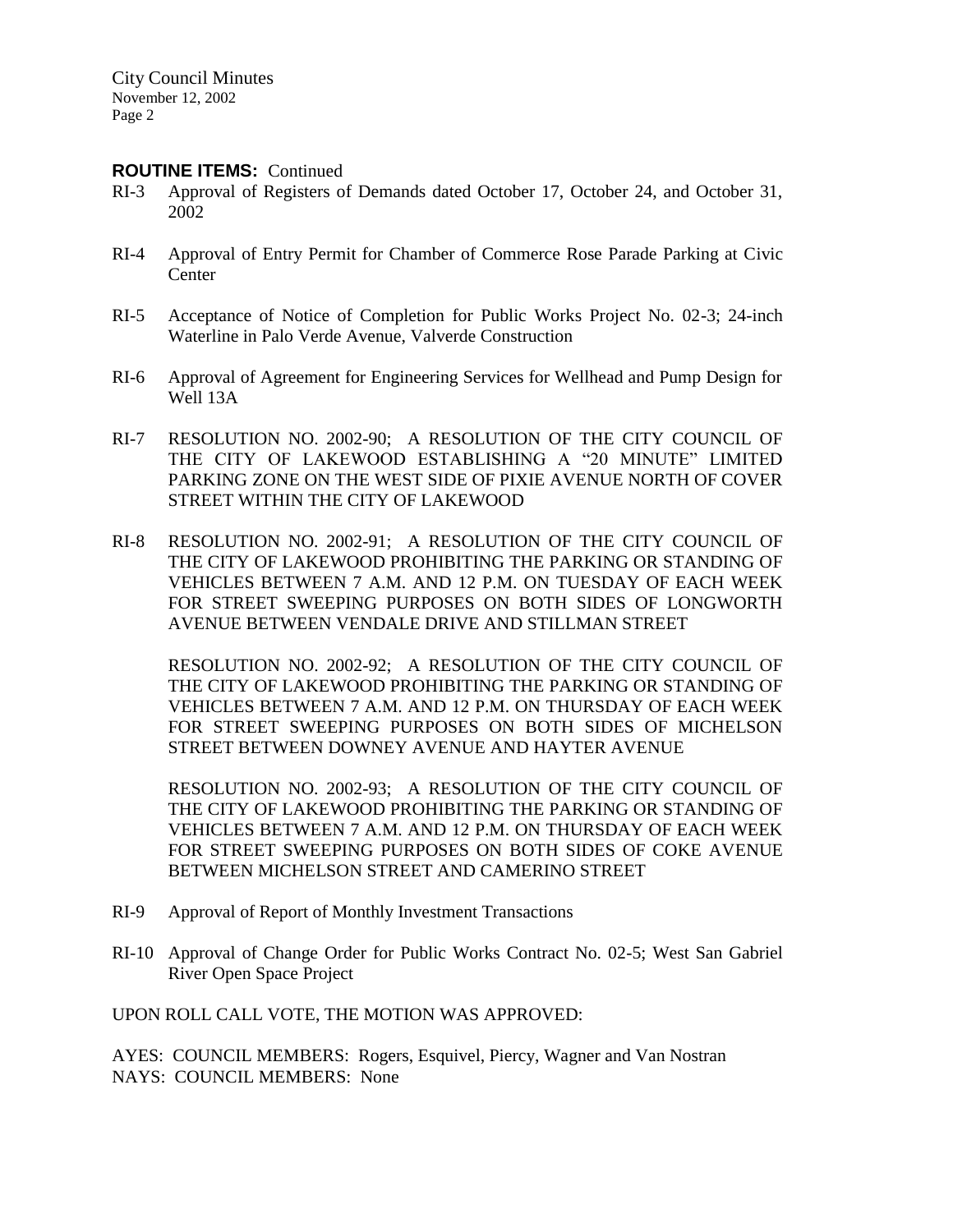**ROUTINE ITEMS:** Continued

RI-3 Approval of Registers of Demands dated October 17, October 24, and October 31, 2002

RI-4 Approval of Entry Permit for Chamber of Commerce Rose Parade Parking at Civic Center

RI-5 Acceptance of Notice of Completion for Public Works Project No. 02-3; 24-inch Waterline in Palo Verde Avenue, Valverde Construction

RI-6 Approval of Agreement for Engineering Services for Wellhead and Pump Design for Well 13A

RI-7 RESOLUTION NO. 2002-90; A RESOLUTION OF THE CITY COUNCIL OF THE CITY OF LAKEWOOD ESTABLISHING A "20 MINUTE" LIMITED PARKING ZONE ON THE WEST SIDE OF PIXIE AVENUE NORTH OF COVER STREET WITHIN THE CITY OF LAKEWOOD

RI-8 RESOLUTION NO. 2002-91; A RESOLUTION OF THE CITY COUNCIL OF THE CITY OF LAKEWOOD PROHIBITING THE PARKING OR STANDING OF VEHICLES BETWEEN 7 A.M. AND 12 P.M. ON TUESDAY OF EACH WEEK FOR STREET SWEEPING PURPOSES ON BOTH SIDES OF LONGWORTH AVENUE BETWEEN VENDALE DRIVE AND STILLMAN STREET

RESOLUTION NO. 2002-92; A RESOLUTION OF THE CITY COUNCIL OF THE CITY OF LAKEWOOD PROHIBITING THE PARKING OR STANDING OF VEHICLES BETWEEN 7 A.M. AND 12 P.M. ON THURSDAY OF EACH WEEK FOR STREET SWEEPING PURPOSES ON BOTH SIDES OF MICHELSON STREET BETWEEN DOWNEY AVENUE AND HAYTER AVENUE

RESOLUTION NO. 2002-93; A RESOLUTION OF THE CITY COUNCIL OF THE CITY OF LAKEWOOD PROHIBITING THE PARKING OR STANDING OF VEHICLES BETWEEN 7 A.M. AND 12 P.M. ON THURSDAY OF EACH WEEK FOR STREET SWEEPING PURPOSES ON BOTH SIDES OF COKE AVENUE BETWEEN MICHELSON STREET AND CAMERINO STREET

RI-9 Approval of Report of Monthly Investment Transactions

RI-10 Approval of Change Order for Public Works Contract No. 02-5; West San Gabriel River Open Space Project

UPON ROLL CALL VOTE, THE MOTION WAS APPROVED:

AYES: COUNCIL MEMBERS: Rogers, Esquivel, Piercy, Wagner and Van Nostran
NAYS: COUNCIL MEMBERS: None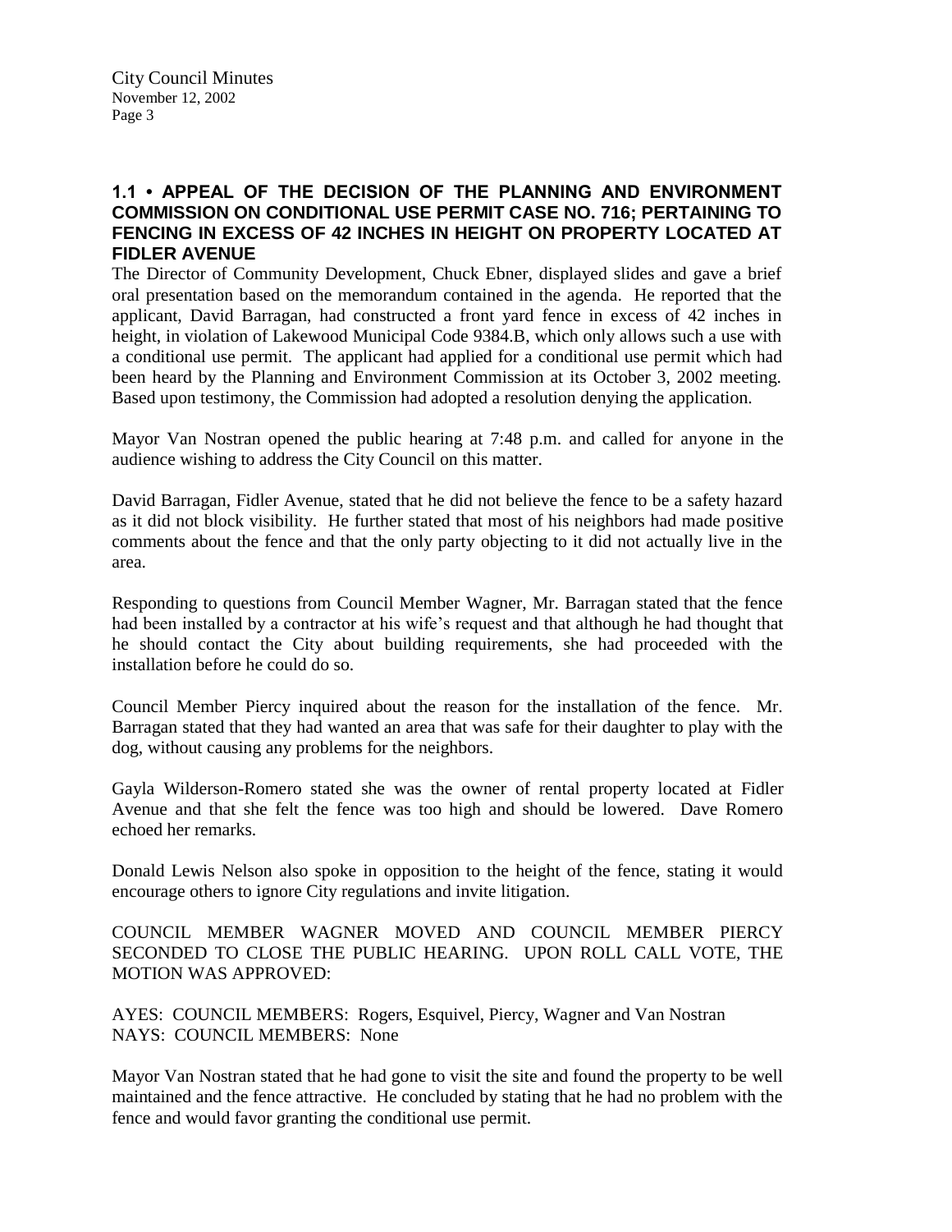### 1.1 • APPEAL OF THE DECISION OF THE PLANNING AND ENVIRONMENT COMMISSION ON CONDITIONAL USE PERMIT CASE NO. 716; PERTAINING TO FENCING IN EXCESS OF 42 INCHES IN HEIGHT ON PROPERTY LOCATED AT FIDLER AVENUE

The Director of Community Development, Chuck Ebner, displayed slides and gave a brief oral presentation based on the memorandum contained in the agenda. He reported that the applicant, David Barragan, had constructed a front yard fence in excess of 42 inches in height, in violation of Lakewood Municipal Code 9384.B, which only allows such a use with a conditional use permit. The applicant had applied for a conditional use permit which had been heard by the Planning and Environment Commission at its October 3, 2002 meeting. Based upon testimony, the Commission had adopted a resolution denying the application.

Mayor Van Nostran opened the public hearing at 7:48 p.m. and called for anyone in the audience wishing to address the City Council on this matter.

David Barragan, Fidler Avenue, stated that he did not believe the fence to be a safety hazard as it did not block visibility. He further stated that most of his neighbors had made positive comments about the fence and that the only party objecting to it did not actually live in the area.

Responding to questions from Council Member Wagner, Mr. Barragan stated that the fence had been installed by a contractor at his wife's request and that although he had thought that he should contact the City about building requirements, she had proceeded with the installation before he could do so.

Council Member Piercy inquired about the reason for the installation of the fence. Mr. Barragan stated that they had wanted an area that was safe for their daughter to play with the dog, without causing any problems for the neighbors.

Gayla Wilderson-Romero stated she was the owner of rental property located at Fidler Avenue and that she felt the fence was too high and should be lowered. Dave Romero echoed her remarks.

Donald Lewis Nelson also spoke in opposition to the height of the fence, stating it would encourage others to ignore City regulations and invite litigation.

COUNCIL MEMBER WAGNER MOVED AND COUNCIL MEMBER PIERCY SECONDED TO CLOSE THE PUBLIC HEARING. UPON ROLL CALL VOTE, THE MOTION WAS APPROVED:

AYES: COUNCIL MEMBERS: Rogers, Esquivel, Piercy, Wagner and Van Nostran
NAYS: COUNCIL MEMBERS: None

Mayor Van Nostran stated that he had gone to visit the site and found the property to be well maintained and the fence attractive. He concluded by stating that he had no problem with the fence and would favor granting the conditional use permit.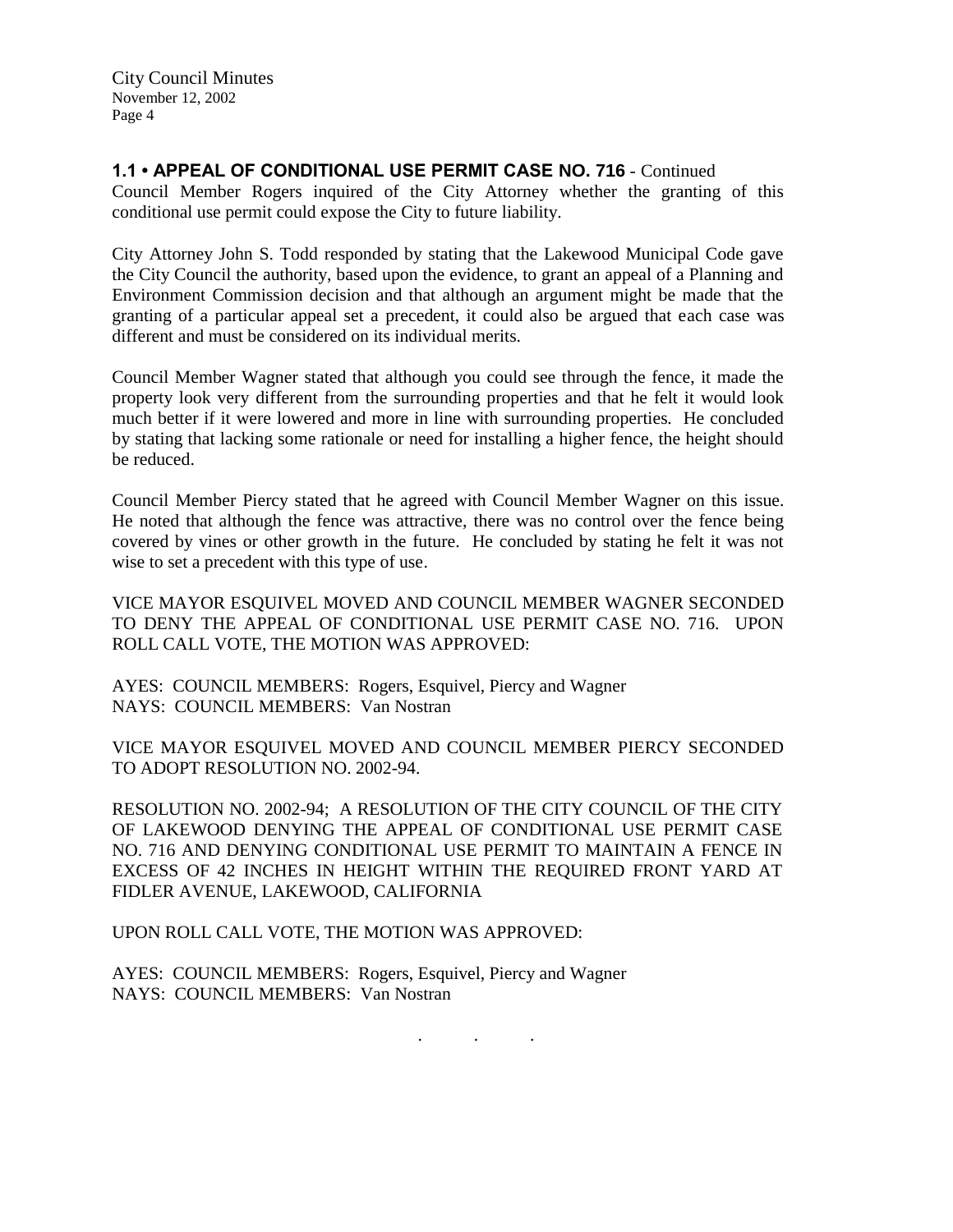### **1.1 • APPEAL OF CONDITIONAL USE PERMIT CASE NO. 716** - Continued

Council Member Rogers inquired of the City Attorney whether the granting of this conditional use permit could expose the City to future liability.

City Attorney John S. Todd responded by stating that the Lakewood Municipal Code gave the City Council the authority, based upon the evidence, to grant an appeal of a Planning and Environment Commission decision and that although an argument might be made that the granting of a particular appeal set a precedent, it could also be argued that each case was different and must be considered on its individual merits.

Council Member Wagner stated that although you could see through the fence, it made the property look very different from the surrounding properties and that he felt it would look much better if it were lowered and more in line with surrounding properties. He concluded by stating that lacking some rationale or need for installing a higher fence, the height should be reduced.

Council Member Piercy stated that he agreed with Council Member Wagner on this issue. He noted that although the fence was attractive, there was no control over the fence being covered by vines or other growth in the future. He concluded by stating he felt it was not wise to set a precedent with this type of use.

VICE MAYOR ESQUIVEL MOVED AND COUNCIL MEMBER WAGNER SECONDED TO DENY THE APPEAL OF CONDITIONAL USE PERMIT CASE NO. 716. UPON ROLL CALL VOTE, THE MOTION WAS APPROVED:

AYES: COUNCIL MEMBERS: Rogers, Esquivel, Piercy and Wagner
NAYS: COUNCIL MEMBERS: Van Nostran

VICE MAYOR ESQUIVEL MOVED AND COUNCIL MEMBER PIERCY SECONDED TO ADOPT RESOLUTION NO. 2002-94.

RESOLUTION NO. 2002-94; A RESOLUTION OF THE CITY COUNCIL OF THE CITY OF LAKEWOOD DENYING THE APPEAL OF CONDITIONAL USE PERMIT CASE NO. 716 AND DENYING CONDITIONAL USE PERMIT TO MAINTAIN A FENCE IN EXCESS OF 42 INCHES IN HEIGHT WITHIN THE REQUIRED FRONT YARD AT FIDLER AVENUE, LAKEWOOD, CALIFORNIA

UPON ROLL CALL VOTE, THE MOTION WAS APPROVED:

AYES: COUNCIL MEMBERS: Rogers, Esquivel, Piercy and Wagner
NAYS: COUNCIL MEMBERS: Van Nostran

. . .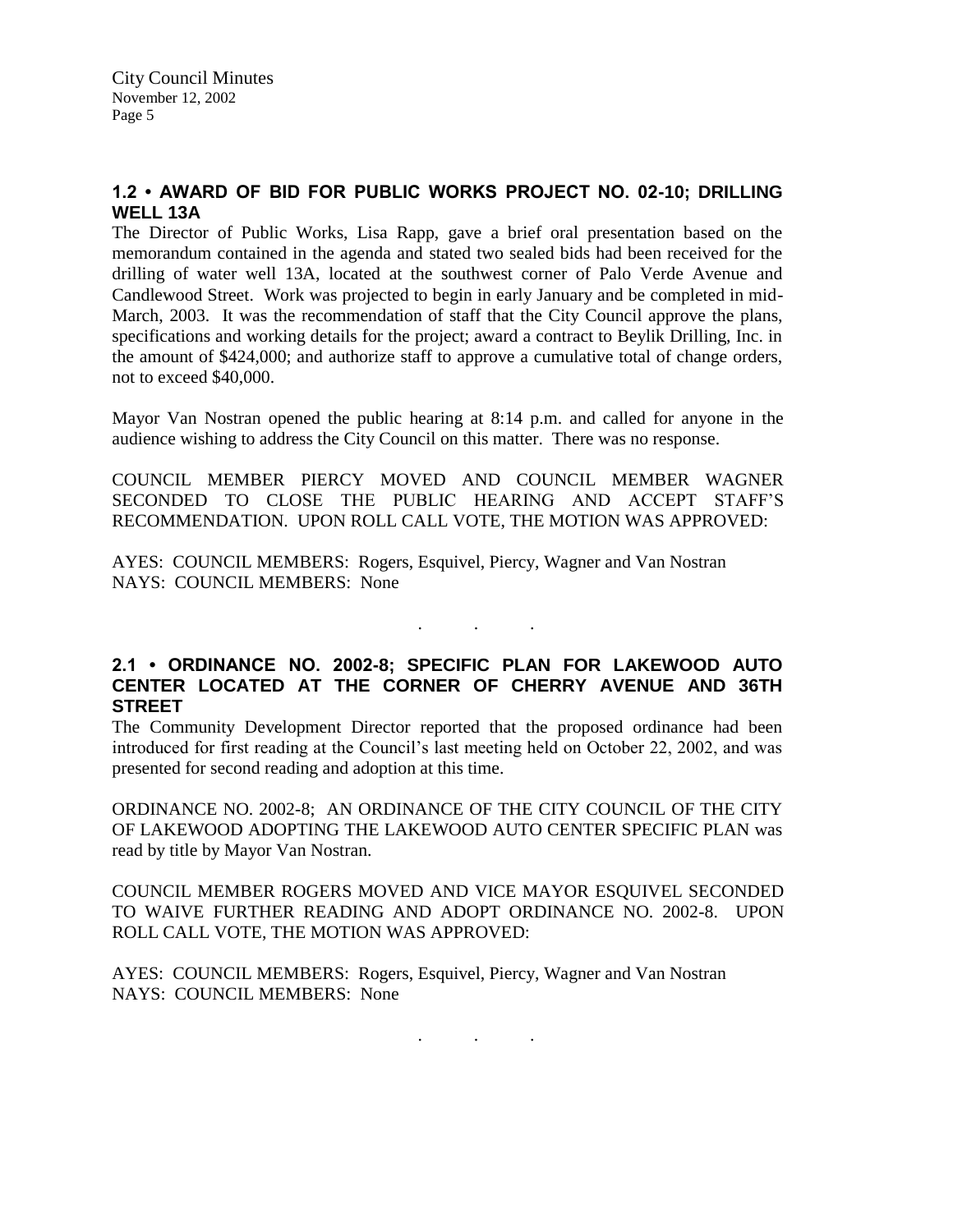## 1.2 • AWARD OF BID FOR PUBLIC WORKS PROJECT NO. 02-10; DRILLING WELL 13A

The Director of Public Works, Lisa Rapp, gave a brief oral presentation based on the memorandum contained in the agenda and stated two sealed bids had been received for the drilling of water well 13A, located at the southwest corner of Palo Verde Avenue and Candlewood Street. Work was projected to begin in early January and be completed in mid-March, 2003. It was the recommendation of staff that the City Council approve the plans, specifications and working details for the project; award a contract to Beylik Drilling, Inc. in the amount of $424,000; and authorize staff to approve a cumulative total of change orders, not to exceed $40,000.

Mayor Van Nostran opened the public hearing at 8:14 p.m. and called for anyone in the audience wishing to address the City Council on this matter. There was no response.

COUNCIL MEMBER PIERCY MOVED AND COUNCIL MEMBER WAGNER SECONDED TO CLOSE THE PUBLIC HEARING AND ACCEPT STAFF'S RECOMMENDATION. UPON ROLL CALL VOTE, THE MOTION WAS APPROVED:

AYES: COUNCIL MEMBERS: Rogers, Esquivel, Piercy, Wagner and Van Nostran
NAYS: COUNCIL MEMBERS: None

. . .

## 2.1 • ORDINANCE NO. 2002-8; SPECIFIC PLAN FOR LAKEWOOD AUTO CENTER LOCATED AT THE CORNER OF CHERRY AVENUE AND 36TH STREET

The Community Development Director reported that the proposed ordinance had been introduced for first reading at the Council's last meeting held on October 22, 2002, and was presented for second reading and adoption at this time.

ORDINANCE NO. 2002-8; AN ORDINANCE OF THE CITY COUNCIL OF THE CITY OF LAKEWOOD ADOPTING THE LAKEWOOD AUTO CENTER SPECIFIC PLAN was read by title by Mayor Van Nostran.

COUNCIL MEMBER ROGERS MOVED AND VICE MAYOR ESQUIVEL SECONDED TO WAIVE FURTHER READING AND ADOPT ORDINANCE NO. 2002-8. UPON ROLL CALL VOTE, THE MOTION WAS APPROVED:

AYES: COUNCIL MEMBERS: Rogers, Esquivel, Piercy, Wagner and Van Nostran
NAYS: COUNCIL MEMBERS: None

. . .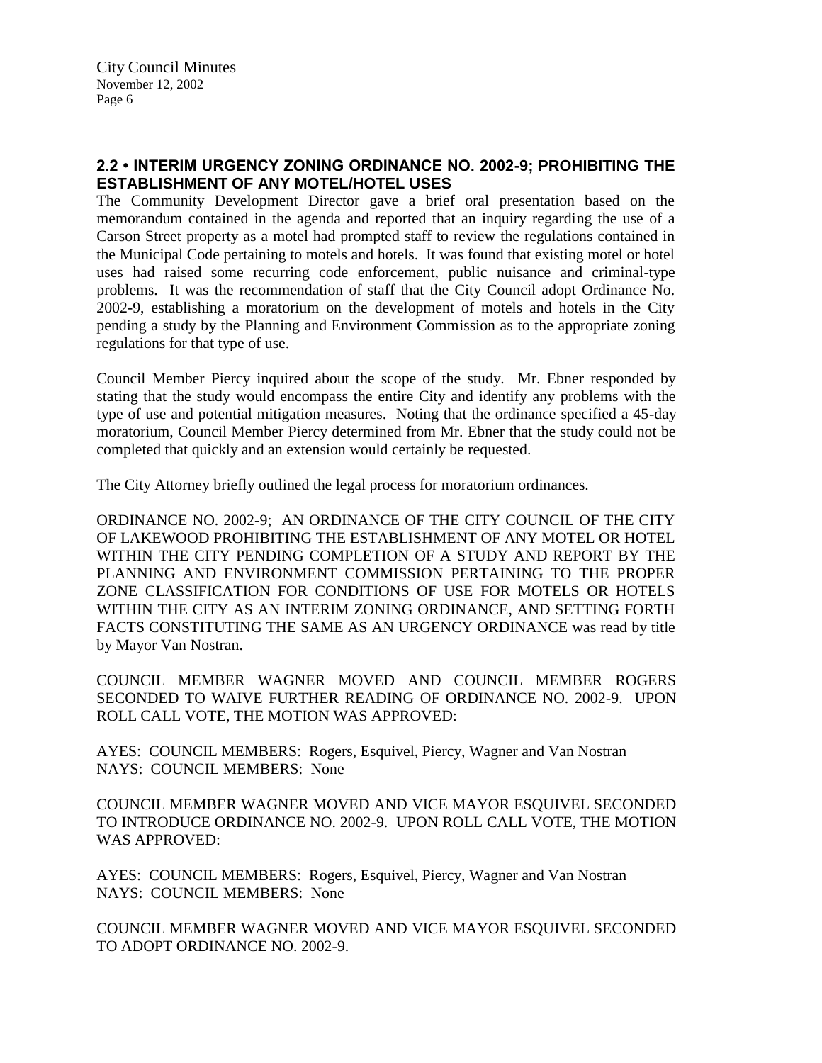## 2.2 • INTERIM URGENCY ZONING ORDINANCE NO. 2002-9; PROHIBITING THE ESTABLISHMENT OF ANY MOTEL/HOTEL USES

The Community Development Director gave a brief oral presentation based on the memorandum contained in the agenda and reported that an inquiry regarding the use of a Carson Street property as a motel had prompted staff to review the regulations contained in the Municipal Code pertaining to motels and hotels. It was found that existing motel or hotel uses had raised some recurring code enforcement, public nuisance and criminal-type problems. It was the recommendation of staff that the City Council adopt Ordinance No. 2002-9, establishing a moratorium on the development of motels and hotels in the City pending a study by the Planning and Environment Commission as to the appropriate zoning regulations for that type of use.

Council Member Piercy inquired about the scope of the study. Mr. Ebner responded by stating that the study would encompass the entire City and identify any problems with the type of use and potential mitigation measures. Noting that the ordinance specified a 45-day moratorium, Council Member Piercy determined from Mr. Ebner that the study could not be completed that quickly and an extension would certainly be requested.

The City Attorney briefly outlined the legal process for moratorium ordinances.

ORDINANCE NO. 2002-9; AN ORDINANCE OF THE CITY COUNCIL OF THE CITY OF LAKEWOOD PROHIBITING THE ESTABLISHMENT OF ANY MOTEL OR HOTEL WITHIN THE CITY PENDING COMPLETION OF A STUDY AND REPORT BY THE PLANNING AND ENVIRONMENT COMMISSION PERTAINING TO THE PROPER ZONE CLASSIFICATION FOR CONDITIONS OF USE FOR MOTELS OR HOTELS WITHIN THE CITY AS AN INTERIM ZONING ORDINANCE, AND SETTING FORTH FACTS CONSTITUTING THE SAME AS AN URGENCY ORDINANCE was read by title by Mayor Van Nostran.

COUNCIL MEMBER WAGNER MOVED AND COUNCIL MEMBER ROGERS SECONDED TO WAIVE FURTHER READING OF ORDINANCE NO. 2002-9. UPON ROLL CALL VOTE, THE MOTION WAS APPROVED:

AYES: COUNCIL MEMBERS: Rogers, Esquivel, Piercy, Wagner and Van Nostran
NAYS: COUNCIL MEMBERS: None

COUNCIL MEMBER WAGNER MOVED AND VICE MAYOR ESQUIVEL SECONDED TO INTRODUCE ORDINANCE NO. 2002-9. UPON ROLL CALL VOTE, THE MOTION WAS APPROVED:

AYES: COUNCIL MEMBERS: Rogers, Esquivel, Piercy, Wagner and Van Nostran
NAYS: COUNCIL MEMBERS: None

COUNCIL MEMBER WAGNER MOVED AND VICE MAYOR ESQUIVEL SECONDED TO ADOPT ORDINANCE NO. 2002-9.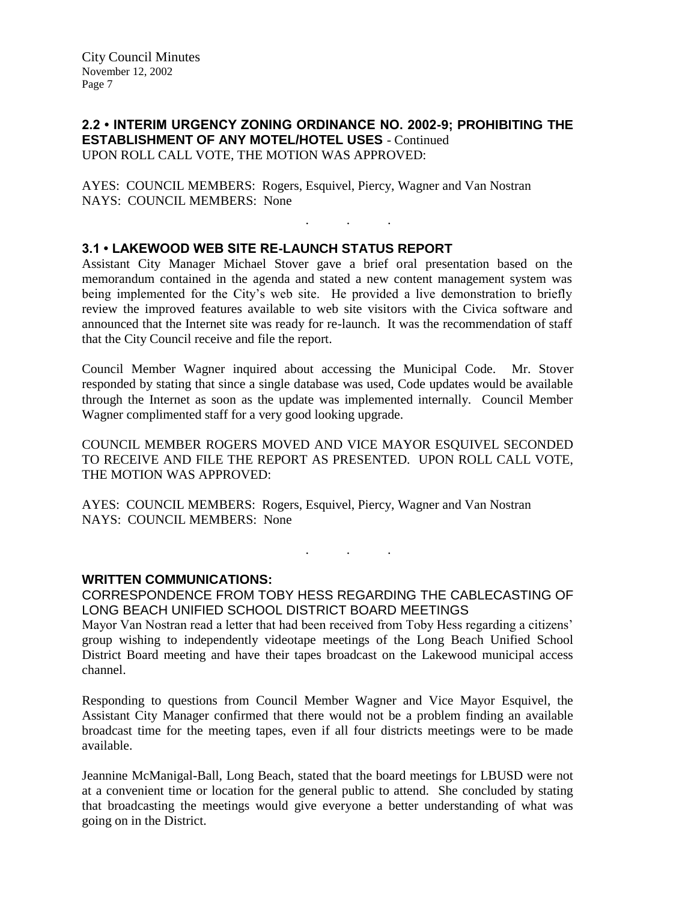## 2.2 • INTERIM URGENCY ZONING ORDINANCE NO. 2002-9; PROHIBITING THE ESTABLISHMENT OF ANY MOTEL/HOTEL USES - Continued

UPON ROLL CALL VOTE, THE MOTION WAS APPROVED:

AYES: COUNCIL MEMBERS: Rogers, Esquivel, Piercy, Wagner and Van Nostran
NAYS: COUNCIL MEMBERS: None

. . .

## 3.1 • LAKEWOOD WEB SITE RE-LAUNCH STATUS REPORT

Assistant City Manager Michael Stover gave a brief oral presentation based on the memorandum contained in the agenda and stated a new content management system was being implemented for the City's web site. He provided a live demonstration to briefly review the improved features available to web site visitors with the Civica software and announced that the Internet site was ready for re-launch. It was the recommendation of staff that the City Council receive and file the report.

Council Member Wagner inquired about accessing the Municipal Code. Mr. Stover responded by stating that since a single database was used, Code updates would be available through the Internet as soon as the update was implemented internally. Council Member Wagner complimented staff for a very good looking upgrade.

COUNCIL MEMBER ROGERS MOVED AND VICE MAYOR ESQUIVEL SECONDED TO RECEIVE AND FILE THE REPORT AS PRESENTED. UPON ROLL CALL VOTE, THE MOTION WAS APPROVED:

AYES: COUNCIL MEMBERS: Rogers, Esquivel, Piercy, Wagner and Van Nostran
NAYS: COUNCIL MEMBERS: None

. . .

## WRITTEN COMMUNICATIONS:

CORRESPONDENCE FROM TOBY HESS REGARDING THE CABLECASTING OF LONG BEACH UNIFIED SCHOOL DISTRICT BOARD MEETINGS

Mayor Van Nostran read a letter that had been received from Toby Hess regarding a citizens' group wishing to independently videotape meetings of the Long Beach Unified School District Board meeting and have their tapes broadcast on the Lakewood municipal access channel.

Responding to questions from Council Member Wagner and Vice Mayor Esquivel, the Assistant City Manager confirmed that there would not be a problem finding an available broadcast time for the meeting tapes, even if all four districts meetings were to be made available.

Jeannine McManigal-Ball, Long Beach, stated that the board meetings for LBUSD were not at a convenient time or location for the general public to attend. She concluded by stating that broadcasting the meetings would give everyone a better understanding of what was going on in the District.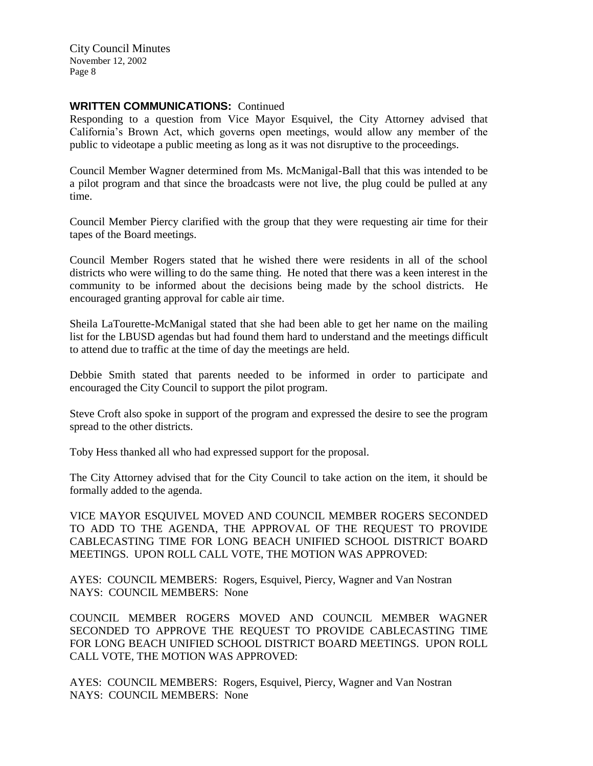**WRITTEN COMMUNICATIONS:** Continued

Responding to a question from Vice Mayor Esquivel, the City Attorney advised that California's Brown Act, which governs open meetings, would allow any member of the public to videotape a public meeting as long as it was not disruptive to the proceedings.

Council Member Wagner determined from Ms. McManigal-Ball that this was intended to be a pilot program and that since the broadcasts were not live, the plug could be pulled at any time.

Council Member Piercy clarified with the group that they were requesting air time for their tapes of the Board meetings.

Council Member Rogers stated that he wished there were residents in all of the school districts who were willing to do the same thing. He noted that there was a keen interest in the community to be informed about the decisions being made by the school districts. He encouraged granting approval for cable air time.

Sheila LaTourette-McManigal stated that she had been able to get her name on the mailing list for the LBUSD agendas but had found them hard to understand and the meetings difficult to attend due to traffic at the time of day the meetings are held.

Debbie Smith stated that parents needed to be informed in order to participate and encouraged the City Council to support the pilot program.

Steve Croft also spoke in support of the program and expressed the desire to see the program spread to the other districts.

Toby Hess thanked all who had expressed support for the proposal.

The City Attorney advised that for the City Council to take action on the item, it should be formally added to the agenda.

VICE MAYOR ESQUIVEL MOVED AND COUNCIL MEMBER ROGERS SECONDED TO ADD TO THE AGENDA, THE APPROVAL OF THE REQUEST TO PROVIDE CABLECASTING TIME FOR LONG BEACH UNIFIED SCHOOL DISTRICT BOARD MEETINGS. UPON ROLL CALL VOTE, THE MOTION WAS APPROVED:

AYES: COUNCIL MEMBERS: Rogers, Esquivel, Piercy, Wagner and Van Nostran
NAYS: COUNCIL MEMBERS: None

COUNCIL MEMBER ROGERS MOVED AND COUNCIL MEMBER WAGNER SECONDED TO APPROVE THE REQUEST TO PROVIDE CABLECASTING TIME FOR LONG BEACH UNIFIED SCHOOL DISTRICT BOARD MEETINGS. UPON ROLL CALL VOTE, THE MOTION WAS APPROVED:

AYES: COUNCIL MEMBERS: Rogers, Esquivel, Piercy, Wagner and Van Nostran
NAYS: COUNCIL MEMBERS: None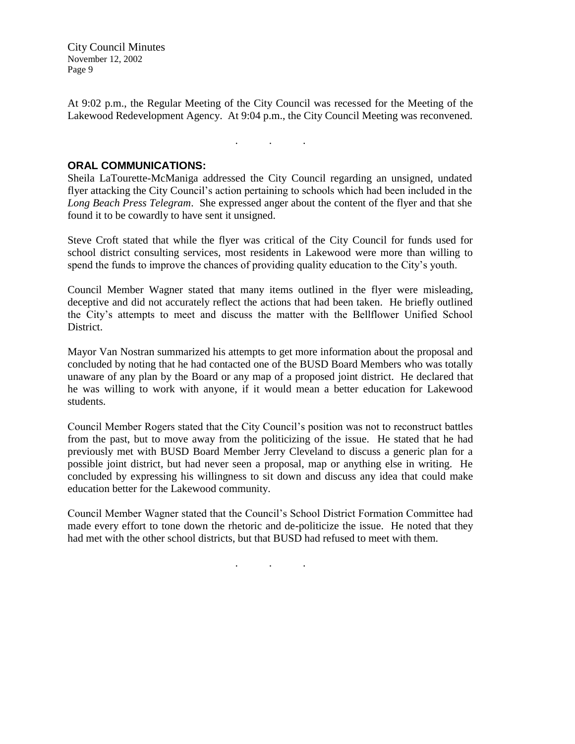At 9:02 p.m., the Regular Meeting of the City Council was recessed for the Meeting of the Lakewood Redevelopment Agency. At 9:04 p.m., the City Council Meeting was reconvened.

. . .

**ORAL COMMUNICATIONS:**

Sheila LaTourette-McManiga addressed the City Council regarding an unsigned, undated flyer attacking the City Council's action pertaining to schools which had been included in the *Long Beach Press Telegram*. She expressed anger about the content of the flyer and that she found it to be cowardly to have sent it unsigned.

Steve Croft stated that while the flyer was critical of the City Council for funds used for school district consulting services, most residents in Lakewood were more than willing to spend the funds to improve the chances of providing quality education to the City's youth.

Council Member Wagner stated that many items outlined in the flyer were misleading, deceptive and did not accurately reflect the actions that had been taken. He briefly outlined the City's attempts to meet and discuss the matter with the Bellflower Unified School District.

Mayor Van Nostran summarized his attempts to get more information about the proposal and concluded by noting that he had contacted one of the BUSD Board Members who was totally unaware of any plan by the Board or any map of a proposed joint district. He declared that he was willing to work with anyone, if it would mean a better education for Lakewood students.

Council Member Rogers stated that the City Council's position was not to reconstruct battles from the past, but to move away from the politicizing of the issue. He stated that he had previously met with BUSD Board Member Jerry Cleveland to discuss a generic plan for a possible joint district, but had never seen a proposal, map or anything else in writing. He concluded by expressing his willingness to sit down and discuss any idea that could make education better for the Lakewood community.

Council Member Wagner stated that the Council's School District Formation Committee had made every effort to tone down the rhetoric and de-politicize the issue. He noted that they had met with the other school districts, but that BUSD had refused to meet with them.

. . .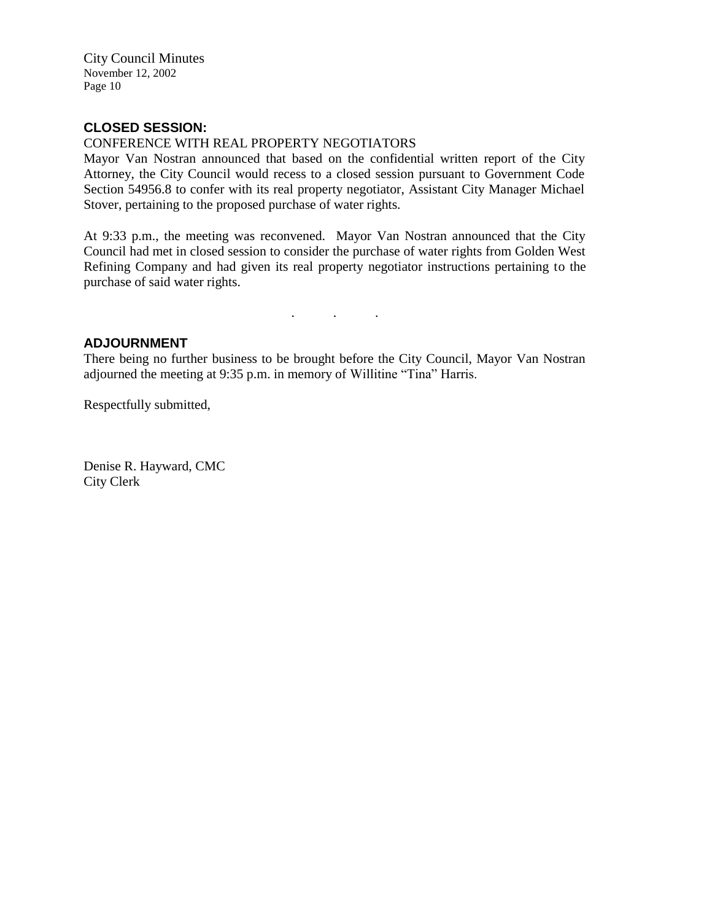**CLOSED SESSION:**

CONFERENCE WITH REAL PROPERTY NEGOTIATORS

Mayor Van Nostran announced that based on the confidential written report of the City Attorney, the City Council would recess to a closed session pursuant to Government Code Section 54956.8 to confer with its real property negotiator, Assistant City Manager Michael Stover, pertaining to the proposed purchase of water rights.

At 9:33 p.m., the meeting was reconvened. Mayor Van Nostran announced that the City Council had met in closed session to consider the purchase of water rights from Golden West Refining Company and had given its real property negotiator instructions pertaining to the purchase of said water rights.

. . .

**ADJOURNMENT**

There being no further business to be brought before the City Council, Mayor Van Nostran adjourned the meeting at 9:35 p.m. in memory of Willitine "Tina" Harris.

Respectfully submitted,

Denise R. Hayward, CMC
City Clerk